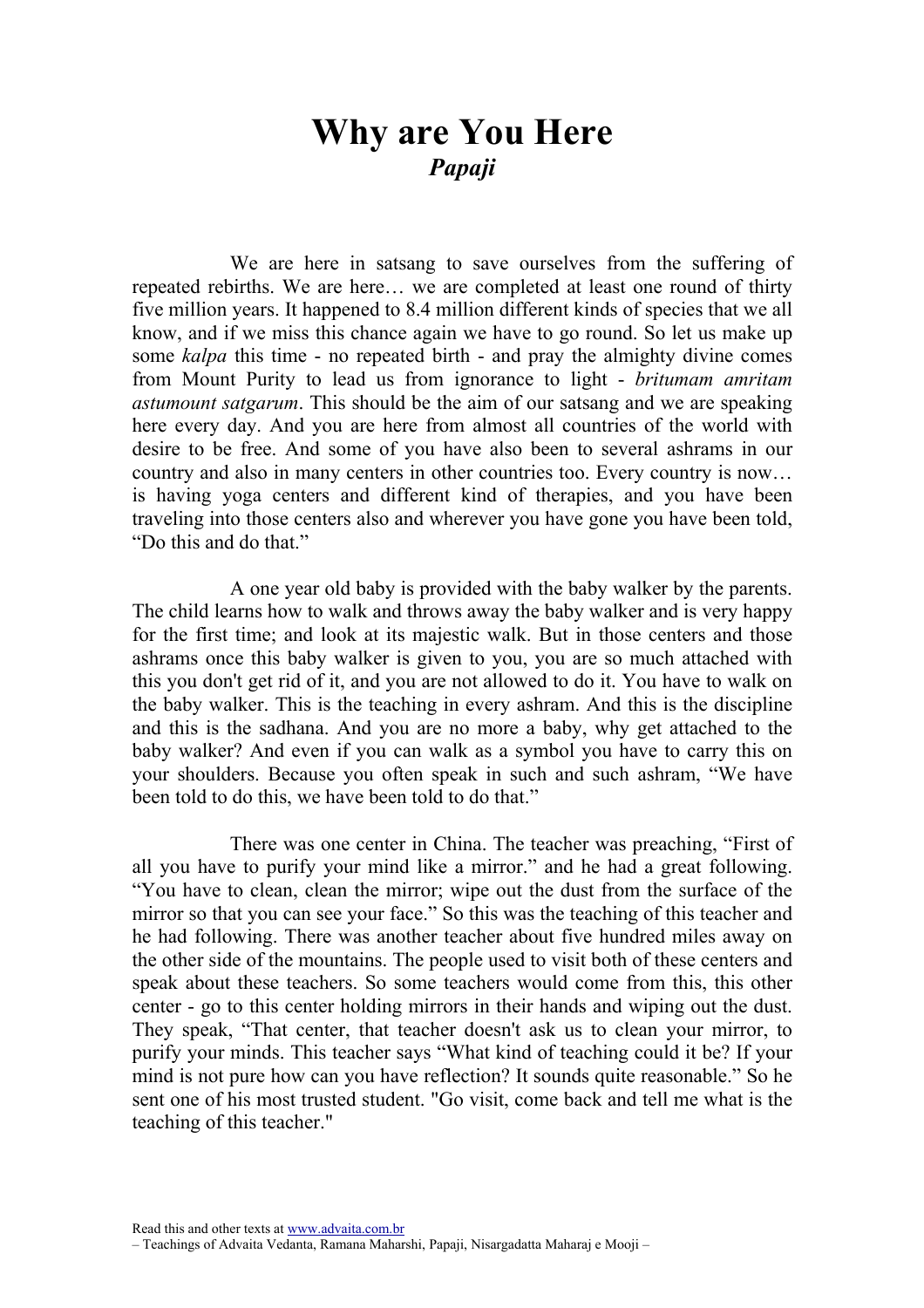# Why are You Here

***Papaji***

We are here in satsang to save ourselves from the suffering of repeated rebirths. We are here… we are completed at least one round of thirty five million years. It happened to 8.4 million different kinds of species that we all know, and if we miss this chance again we have to go round. So let us make up some *kalpa* this time - no repeated birth - and pray the almighty divine comes from Mount Purity to lead us from ignorance to light - *britumam amritam astumount satgarum*. This should be the aim of our satsang and we are speaking here every day. And you are here from almost all countries of the world with desire to be free. And some of you have also been to several ashrams in our country and also in many centers in other countries too. Every country is now… is having yoga centers and different kind of therapies, and you have been traveling into those centers also and wherever you have gone you have been told, "Do this and do that."

A one year old baby is provided with the baby walker by the parents. The child learns how to walk and throws away the baby walker and is very happy for the first time; and look at its majestic walk. But in those centers and those ashrams once this baby walker is given to you, you are so much attached with this you don't get rid of it, and you are not allowed to do it. You have to walk on the baby walker. This is the teaching in every ashram. And this is the discipline and this is the sadhana. And you are no more a baby, why get attached to the baby walker? And even if you can walk as a symbol you have to carry this on your shoulders. Because you often speak in such and such ashram, "We have been told to do this, we have been told to do that."

There was one center in China. The teacher was preaching, "First of all you have to purify your mind like a mirror." and he had a great following. "You have to clean, clean the mirror; wipe out the dust from the surface of the mirror so that you can see your face." So this was the teaching of this teacher and he had following. There was another teacher about five hundred miles away on the other side of the mountains. The people used to visit both of these centers and speak about these teachers. So some teachers would come from this, this other center - go to this center holding mirrors in their hands and wiping out the dust. They speak, "That center, that teacher doesn't ask us to clean your mirror, to purify your minds. This teacher says "What kind of teaching could it be? If your mind is not pure how can you have reflection? It sounds quite reasonable." So he sent one of his most trusted student. "Go visit, come back and tell me what is the teaching of this teacher."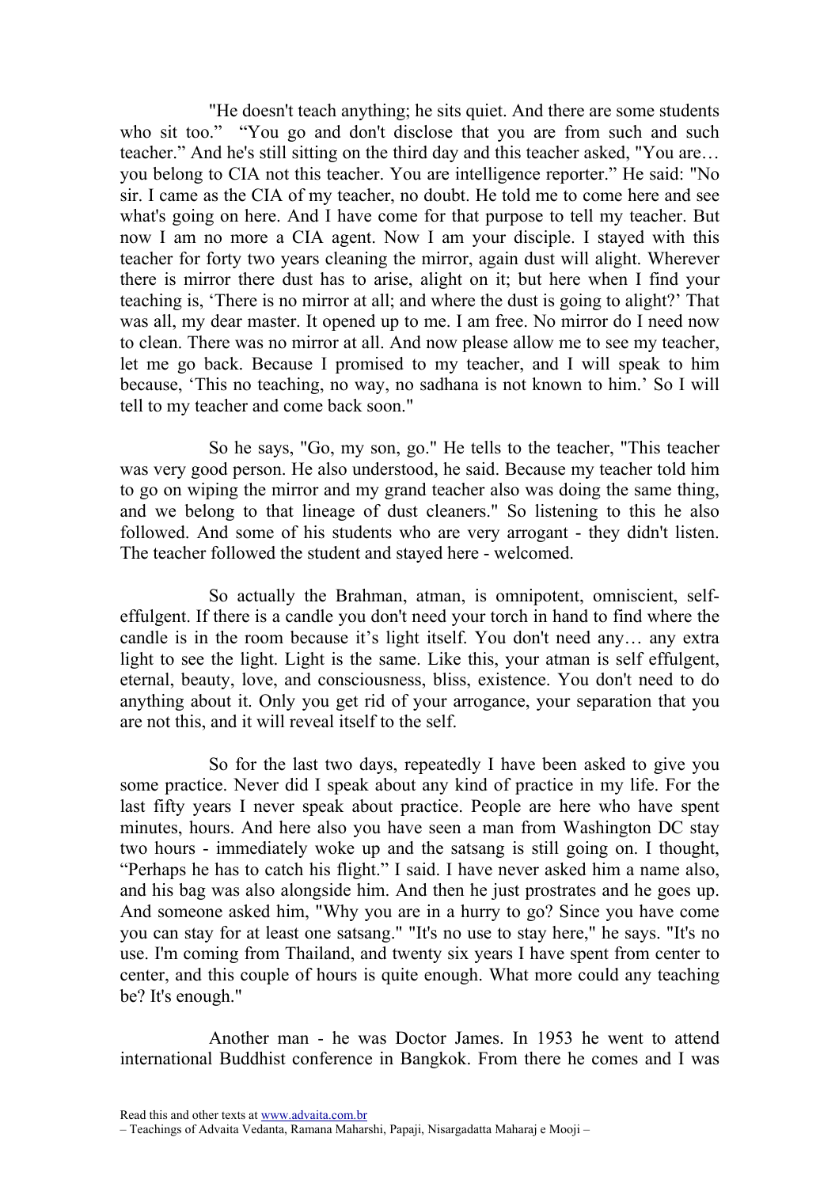"He doesn't teach anything; he sits quiet. And there are some students who sit too." "You go and don't disclose that you are from such and such teacher." And he's still sitting on the third day and this teacher asked, "You are… you belong to CIA not this teacher. You are intelligence reporter." He said: "No sir. I came as the CIA of my teacher, no doubt. He told me to come here and see what's going on here. And I have come for that purpose to tell my teacher. But now I am no more a CIA agent. Now I am your disciple. I stayed with this teacher for forty two years cleaning the mirror, again dust will alight. Wherever there is mirror there dust has to arise, alight on it; but here when I find your teaching is, 'There is no mirror at all; and where the dust is going to alight?' That was all, my dear master. It opened up to me. I am free. No mirror do I need now to clean. There was no mirror at all. And now please allow me to see my teacher, let me go back. Because I promised to my teacher, and I will speak to him because, 'This no teaching, no way, no sadhana is not known to him.' So I will tell to my teacher and come back soon."

So he says, "Go, my son, go." He tells to the teacher, "This teacher was very good person. He also understood, he said. Because my teacher told him to go on wiping the mirror and my grand teacher also was doing the same thing, and we belong to that lineage of dust cleaners." So listening to this he also followed. And some of his students who are very arrogant - they didn't listen. The teacher followed the student and stayed here - welcomed.

So actually the Brahman, atman, is omnipotent, omniscient, self-effulgent. If there is a candle you don't need your torch in hand to find where the candle is in the room because it's light itself. You don't need any… any extra light to see the light. Light is the same. Like this, your atman is self effulgent, eternal, beauty, love, and consciousness, bliss, existence. You don't need to do anything about it. Only you get rid of your arrogance, your separation that you are not this, and it will reveal itself to the self.

So for the last two days, repeatedly I have been asked to give you some practice. Never did I speak about any kind of practice in my life. For the last fifty years I never speak about practice. People are here who have spent minutes, hours. And here also you have seen a man from Washington DC stay two hours - immediately woke up and the satsang is still going on. I thought, "Perhaps he has to catch his flight." I said. I have never asked him a name also, and his bag was also alongside him. And then he just prostrates and he goes up. And someone asked him, "Why you are in a hurry to go? Since you have come you can stay for at least one satsang." "It's no use to stay here," he says. "It's no use. I'm coming from Thailand, and twenty six years I have spent from center to center, and this couple of hours is quite enough. What more could any teaching be? It's enough."

Another man - he was Doctor James. In 1953 he went to attend international Buddhist conference in Bangkok. From there he comes and I was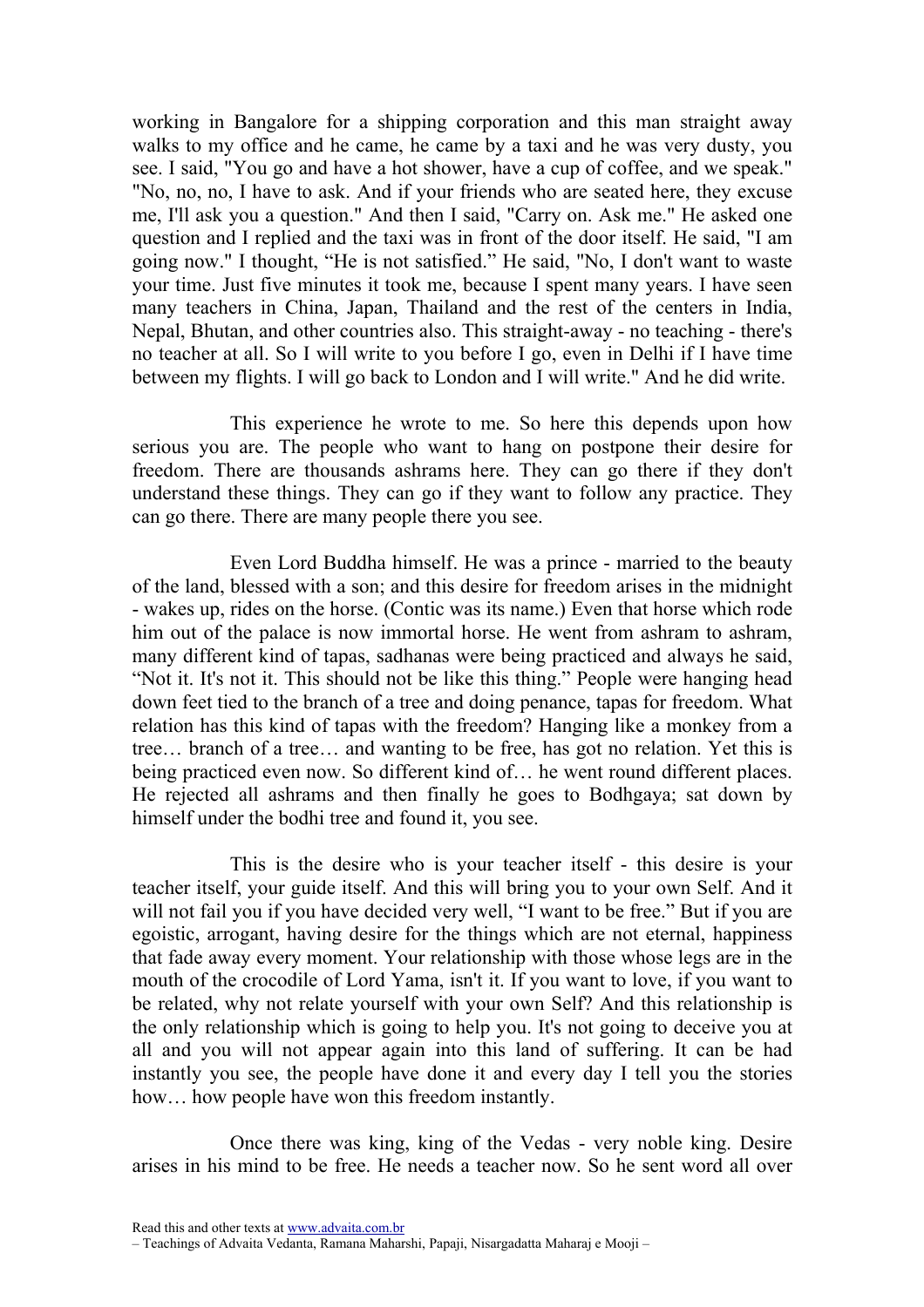working in Bangalore for a shipping corporation and this man straight away walks to my office and he came, he came by a taxi and he was very dusty, you see. I said, "You go and have a hot shower, have a cup of coffee, and we speak." "No, no, no, I have to ask. And if your friends who are seated here, they excuse me, I'll ask you a question." And then I said, "Carry on. Ask me." He asked one question and I replied and the taxi was in front of the door itself. He said, "I am going now." I thought, "He is not satisfied." He said, "No, I don't want to waste your time. Just five minutes it took me, because I spent many years. I have seen many teachers in China, Japan, Thailand and the rest of the centers in India, Nepal, Bhutan, and other countries also. This straight-away - no teaching - there's no teacher at all. So I will write to you before I go, even in Delhi if I have time between my flights. I will go back to London and I will write." And he did write.

This experience he wrote to me. So here this depends upon how serious you are. The people who want to hang on postpone their desire for freedom. There are thousands ashrams here. They can go there if they don't understand these things. They can go if they want to follow any practice. They can go there. There are many people there you see.

Even Lord Buddha himself. He was a prince - married to the beauty of the land, blessed with a son; and this desire for freedom arises in the midnight - wakes up, rides on the horse. (Contic was its name.) Even that horse which rode him out of the palace is now immortal horse. He went from ashram to ashram, many different kind of tapas, sadhanas were being practiced and always he said, "Not it. It's not it. This should not be like this thing." People were hanging head down feet tied to the branch of a tree and doing penance, tapas for freedom. What relation has this kind of tapas with the freedom? Hanging like a monkey from a tree… branch of a tree… and wanting to be free, has got no relation. Yet this is being practiced even now. So different kind of… he went round different places. He rejected all ashrams and then finally he goes to Bodhgaya; sat down by himself under the bodhi tree and found it, you see.

This is the desire who is your teacher itself - this desire is your teacher itself, your guide itself. And this will bring you to your own Self. And it will not fail you if you have decided very well, "I want to be free." But if you are egoistic, arrogant, having desire for the things which are not eternal, happiness that fade away every moment. Your relationship with those whose legs are in the mouth of the crocodile of Lord Yama, isn't it. If you want to love, if you want to be related, why not relate yourself with your own Self? And this relationship is the only relationship which is going to help you. It's not going to deceive you at all and you will not appear again into this land of suffering. It can be had instantly you see, the people have done it and every day I tell you the stories how… how people have won this freedom instantly.

Once there was king, king of the Vedas - very noble king. Desire arises in his mind to be free. He needs a teacher now. So he sent word all over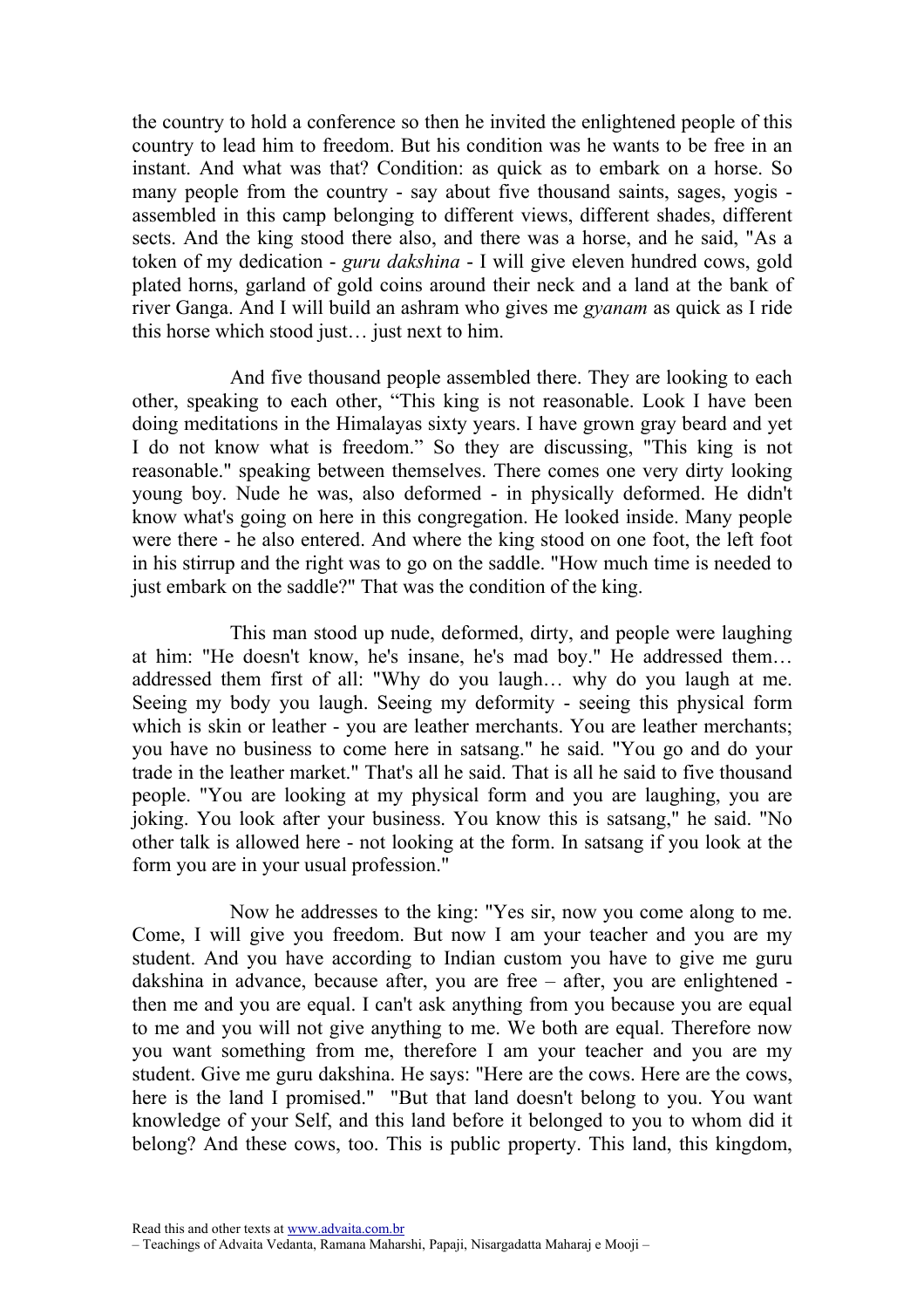the country to hold a conference so then he invited the enlightened people of this country to lead him to freedom. But his condition was he wants to be free in an instant. And what was that? Condition: as quick as to embark on a horse. So many people from the country - say about five thousand saints, sages, yogis - assembled in this camp belonging to different views, different shades, different sects. And the king stood there also, and there was a horse, and he said, "As a token of my dedication - *guru dakshina* - I will give eleven hundred cows, gold plated horns, garland of gold coins around their neck and a land at the bank of river Ganga. And I will build an ashram who gives me *gyanam* as quick as I ride this horse which stood just… just next to him.

And five thousand people assembled there. They are looking to each other, speaking to each other, “This king is not reasonable. Look I have been doing meditations in the Himalayas sixty years. I have grown gray beard and yet I do not know what is freedom.” So they are discussing, "This king is not reasonable." speaking between themselves. There comes one very dirty looking young boy. Nude he was, also deformed - in physically deformed. He didn't know what's going on here in this congregation. He looked inside. Many people were there - he also entered. And where the king stood on one foot, the left foot in his stirrup and the right was to go on the saddle. "How much time is needed to just embark on the saddle?" That was the condition of the king.

This man stood up nude, deformed, dirty, and people were laughing at him: "He doesn't know, he's insane, he's mad boy." He addressed them… addressed them first of all: "Why do you laugh… why do you laugh at me. Seeing my body you laugh. Seeing my deformity - seeing this physical form which is skin or leather - you are leather merchants. You are leather merchants; you have no business to come here in satsang." he said. "You go and do your trade in the leather market." That's all he said. That is all he said to five thousand people. "You are looking at my physical form and you are laughing, you are joking. You look after your business. You know this is satsang," he said. "No other talk is allowed here - not looking at the form. In satsang if you look at the form you are in your usual profession."

Now he addresses to the king: "Yes sir, now you come along to me. Come, I will give you freedom. But now I am your teacher and you are my student. And you have according to Indian custom you have to give me guru dakshina in advance, because after, you are free – after, you are enlightened - then me and you are equal. I can't ask anything from you because you are equal to me and you will not give anything to me. We both are equal. Therefore now you want something from me, therefore I am your teacher and you are my student. Give me guru dakshina. He says: "Here are the cows. Here are the cows, here is the land I promised." "But that land doesn't belong to you. You want knowledge of your Self, and this land before it belonged to you to whom did it belong? And these cows, too. This is public property. This land, this kingdom,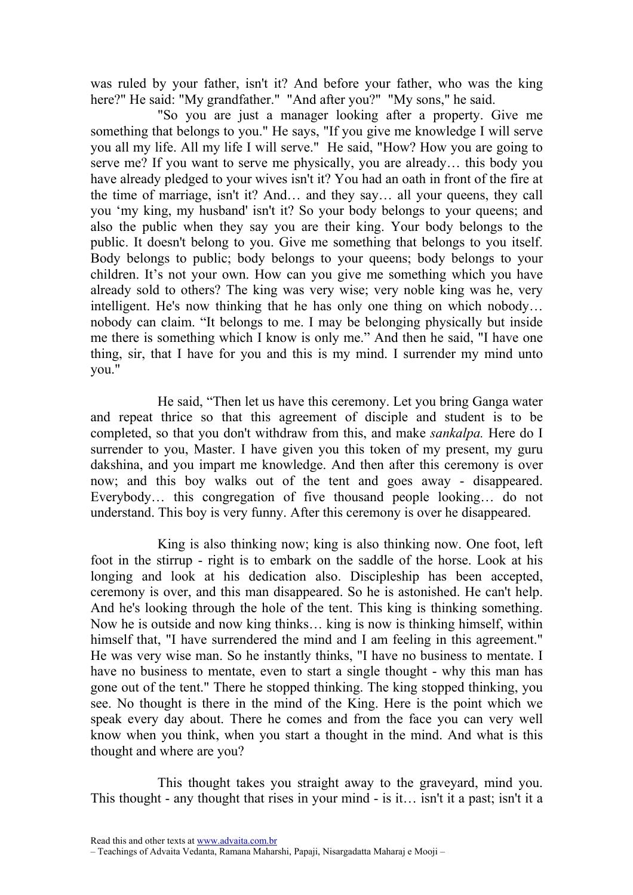was ruled by your father, isn't it? And before your father, who was the king here?" He said: "My grandfather." "And after you?" "My sons," he said.

"So you are just a manager looking after a property. Give me something that belongs to you." He says, "If you give me knowledge I will serve you all my life. All my life I will serve." He said, "How? How you are going to serve me? If you want to serve me physically, you are already… this body you have already pledged to your wives isn't it? You had an oath in front of the fire at the time of marriage, isn't it? And… and they say… all your queens, they call you 'my king, my husband' isn't it? So your body belongs to your queens; and also the public when they say you are their king. Your body belongs to the public. It doesn't belong to you. Give me something that belongs to you itself. Body belongs to public; body belongs to your queens; body belongs to your children. It's not your own. How can you give me something which you have already sold to others? The king was very wise; very noble king was he, very intelligent. He's now thinking that he has only one thing on which nobody… nobody can claim. "It belongs to me. I may be belonging physically but inside me there is something which I know is only me." And then he said, "I have one thing, sir, that I have for you and this is my mind. I surrender my mind unto you."

He said, "Then let us have this ceremony. Let you bring Ganga water and repeat thrice so that this agreement of disciple and student is to be completed, so that you don't withdraw from this, and make *sankalpa.* Here do I surrender to you, Master. I have given you this token of my present, my guru dakshina, and you impart me knowledge. And then after this ceremony is over now; and this boy walks out of the tent and goes away - disappeared. Everybody… this congregation of five thousand people looking… do not understand. This boy is very funny. After this ceremony is over he disappeared.

King is also thinking now; king is also thinking now. One foot, left foot in the stirrup - right is to embark on the saddle of the horse. Look at his longing and look at his dedication also. Discipleship has been accepted, ceremony is over, and this man disappeared. So he is astonished. He can't help. And he's looking through the hole of the tent. This king is thinking something. Now he is outside and now king thinks… king is now is thinking himself, within himself that, "I have surrendered the mind and I am feeling in this agreement." He was very wise man. So he instantly thinks, "I have no business to mentate. I have no business to mentate, even to start a single thought - why this man has gone out of the tent." There he stopped thinking. The king stopped thinking, you see. No thought is there in the mind of the King. Here is the point which we speak every day about. There he comes and from the face you can very well know when you think, when you start a thought in the mind. And what is this thought and where are you?

This thought takes you straight away to the graveyard, mind you. This thought - any thought that rises in your mind - is it… isn't it a past; isn't it a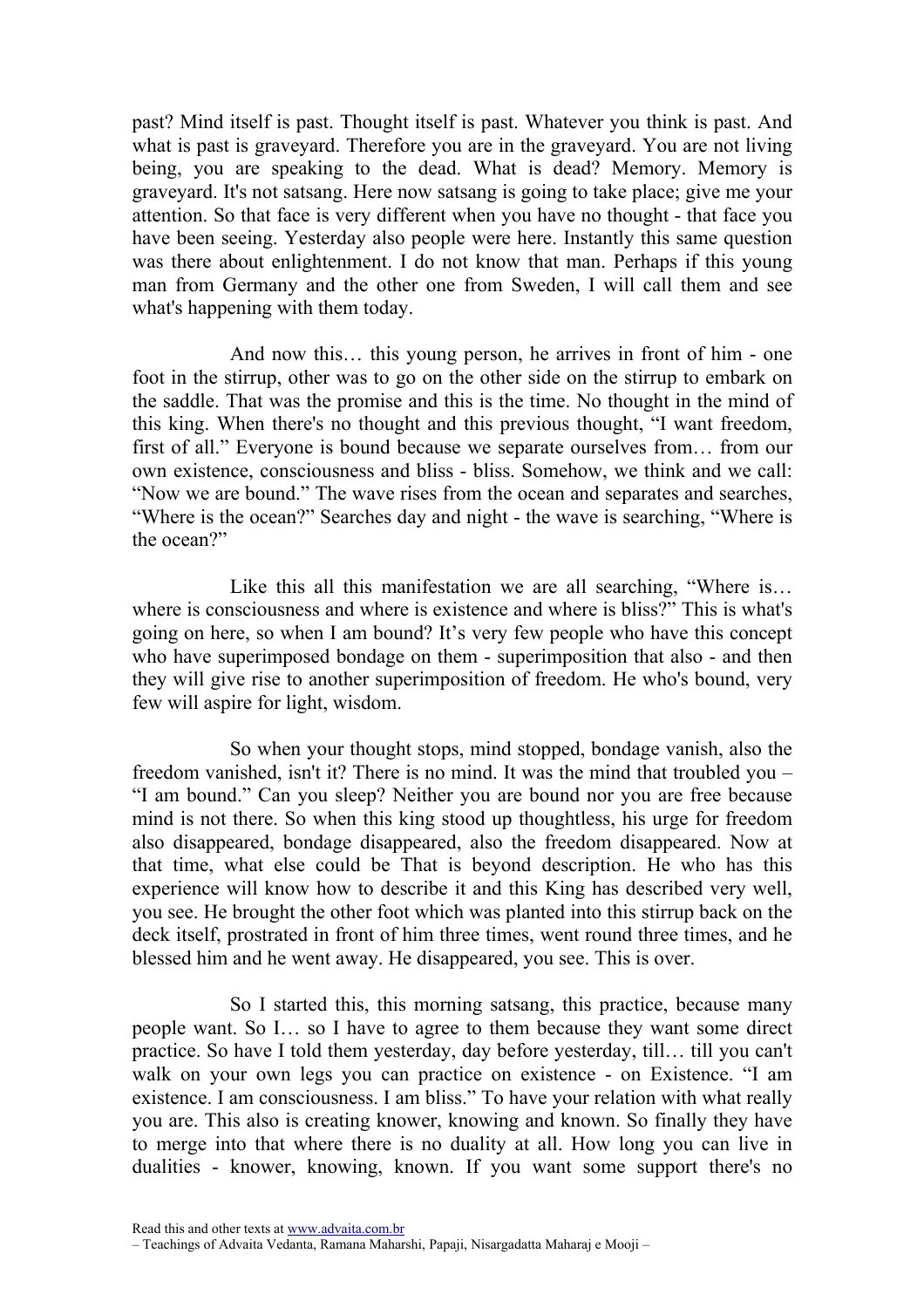past? Mind itself is past. Thought itself is past. Whatever you think is past. And what is past is graveyard. Therefore you are in the graveyard. You are not living being, you are speaking to the dead. What is dead? Memory. Memory is graveyard. It's not satsang. Here now satsang is going to take place; give me your attention. So that face is very different when you have no thought - that face you have been seeing. Yesterday also people were here. Instantly this same question was there about enlightenment. I do not know that man. Perhaps if this young man from Germany and the other one from Sweden, I will call them and see what's happening with them today.

And now this… this young person, he arrives in front of him - one foot in the stirrup, other was to go on the other side on the stirrup to embark on the saddle. That was the promise and this is the time. No thought in the mind of this king. When there's no thought and this previous thought, "I want freedom, first of all." Everyone is bound because we separate ourselves from… from our own existence, consciousness and bliss - bliss. Somehow, we think and we call: "Now we are bound." The wave rises from the ocean and separates and searches, "Where is the ocean?" Searches day and night - the wave is searching, "Where is the ocean?"

Like this all this manifestation we are all searching, "Where is… where is consciousness and where is existence and where is bliss?" This is what's going on here, so when I am bound? It's very few people who have this concept who have superimposed bondage on them - superimposition that also - and then they will give rise to another superimposition of freedom. He who's bound, very few will aspire for light, wisdom.

So when your thought stops, mind stopped, bondage vanish, also the freedom vanished, isn't it? There is no mind. It was the mind that troubled you – "I am bound." Can you sleep? Neither you are bound nor you are free because mind is not there. So when this king stood up thoughtless, his urge for freedom also disappeared, bondage disappeared, also the freedom disappeared. Now at that time, what else could be That is beyond description. He who has this experience will know how to describe it and this King has described very well, you see. He brought the other foot which was planted into this stirrup back on the deck itself, prostrated in front of him three times, went round three times, and he blessed him and he went away. He disappeared, you see. This is over.

So I started this, this morning satsang, this practice, because many people want. So I… so I have to agree to them because they want some direct practice. So have I told them yesterday, day before yesterday, till… till you can't walk on your own legs you can practice on existence - on Existence. "I am existence. I am consciousness. I am bliss." To have your relation with what really you are. This also is creating knower, knowing and known. So finally they have to merge into that where there is no duality at all. How long you can live in dualities - knower, knowing, known. If you want some support there's no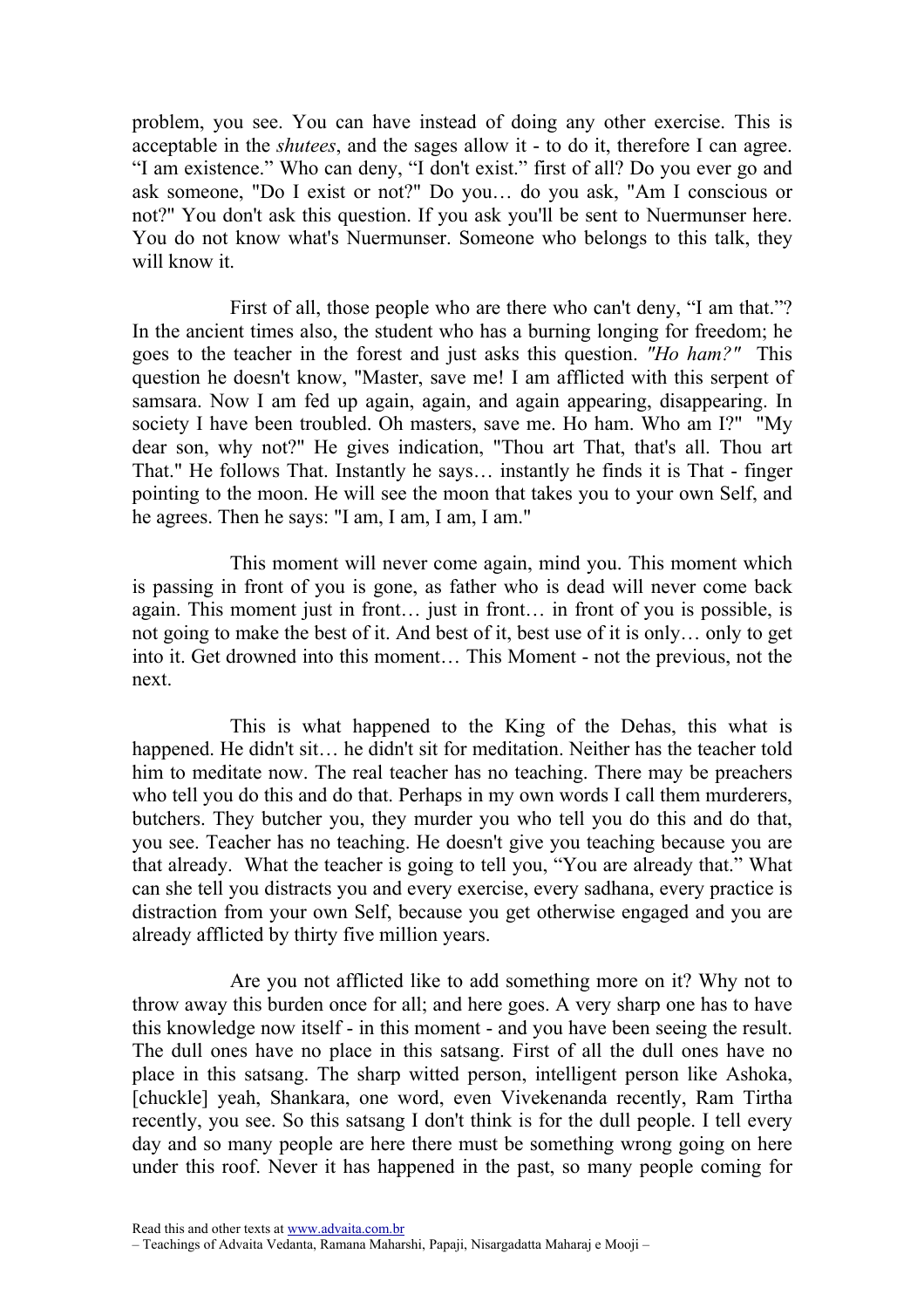problem, you see. You can have instead of doing any other exercise. This is acceptable in the *shutees*, and the sages allow it - to do it, therefore I can agree. "I am existence." Who can deny, "I don't exist." first of all? Do you ever go and ask someone, "Do I exist or not?" Do you… do you ask, "Am I conscious or not?" You don't ask this question. If you ask you'll be sent to Nuermunser here. You do not know what's Nuermunser. Someone who belongs to this talk, they will know it.

First of all, those people who are there who can't deny, "I am that."? In the ancient times also, the student who has a burning longing for freedom; he goes to the teacher in the forest and just asks this question. *"Ho ham?"* This question he doesn't know, "Master, save me! I am afflicted with this serpent of samsara. Now I am fed up again, again, and again appearing, disappearing. In society I have been troubled. Oh masters, save me. Ho ham. Who am I?" "My dear son, why not?" He gives indication, "Thou art That, that's all. Thou art That." He follows That. Instantly he says… instantly he finds it is That - finger pointing to the moon. He will see the moon that takes you to your own Self, and he agrees. Then he says: "I am, I am, I am, I am."

This moment will never come again, mind you. This moment which is passing in front of you is gone, as father who is dead will never come back again. This moment just in front… just in front… in front of you is possible, is not going to make the best of it. And best of it, best use of it is only… only to get into it. Get drowned into this moment… This Moment - not the previous, not the next.

This is what happened to the King of the Dehas, this what is happened. He didn't sit… he didn't sit for meditation. Neither has the teacher told him to meditate now. The real teacher has no teaching. There may be preachers who tell you do this and do that. Perhaps in my own words I call them murderers, butchers. They butcher you, they murder you who tell you do this and do that, you see. Teacher has no teaching. He doesn't give you teaching because you are that already. What the teacher is going to tell you, "You are already that." What can she tell you distracts you and every exercise, every sadhana, every practice is distraction from your own Self, because you get otherwise engaged and you are already afflicted by thirty five million years.

Are you not afflicted like to add something more on it? Why not to throw away this burden once for all; and here goes. A very sharp one has to have this knowledge now itself - in this moment - and you have been seeing the result. The dull ones have no place in this satsang. First of all the dull ones have no place in this satsang. The sharp witted person, intelligent person like Ashoka, [chuckle] yeah, Shankara, one word, even Vivekenanda recently, Ram Tirtha recently, you see. So this satsang I don't think is for the dull people. I tell every day and so many people are here there must be something wrong going on here under this roof. Never it has happened in the past, so many people coming for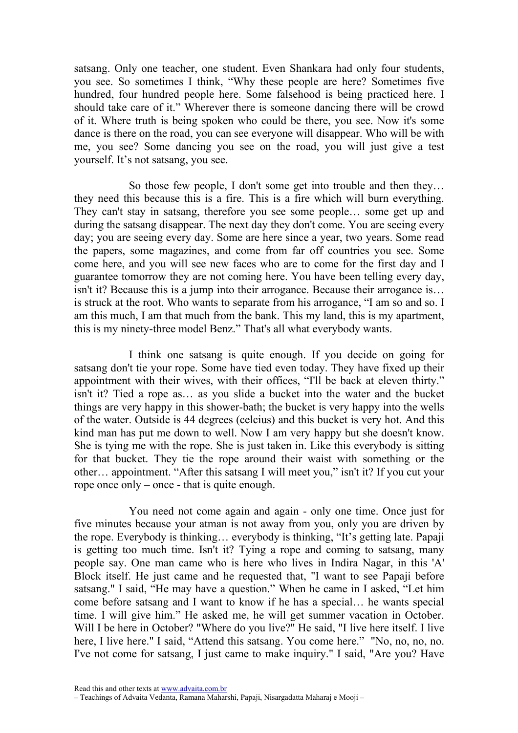satsang. Only one teacher, one student. Even Shankara had only four students, you see. So sometimes I think, "Why these people are here? Sometimes five hundred, four hundred people here. Some falsehood is being practiced here. I should take care of it." Wherever there is someone dancing there will be crowd of it. Where truth is being spoken who could be there, you see. Now it's some dance is there on the road, you can see everyone will disappear. Who will be with me, you see? Some dancing you see on the road, you will just give a test yourself. It's not satsang, you see.

So those few people, I don't some get into trouble and then they… they need this because this is a fire. This is a fire which will burn everything. They can't stay in satsang, therefore you see some people… some get up and during the satsang disappear. The next day they don't come. You are seeing every day; you are seeing every day. Some are here since a year, two years. Some read the papers, some magazines, and come from far off countries you see. Some come here, and you will see new faces who are to come for the first day and I guarantee tomorrow they are not coming here. You have been telling every day, isn't it? Because this is a jump into their arrogance. Because their arrogance is… is struck at the root. Who wants to separate from his arrogance, "I am so and so. I am this much, I am that much from the bank. This my land, this is my apartment, this is my ninety-three model Benz." That's all what everybody wants.

I think one satsang is quite enough. If you decide on going for satsang don't tie your rope. Some have tied even today. They have fixed up their appointment with their wives, with their offices, "I'll be back at eleven thirty." isn't it? Tied a rope as… as you slide a bucket into the water and the bucket things are very happy in this shower-bath; the bucket is very happy into the wells of the water. Outside is 44 degrees (celcius) and this bucket is very hot. And this kind man has put me down to well. Now I am very happy but she doesn't know. She is tying me with the rope. She is just taken in. Like this everybody is sitting for that bucket. They tie the rope around their waist with something or the other… appointment. "After this satsang I will meet you," isn't it? If you cut your rope once only – once - that is quite enough.

You need not come again and again - only one time. Once just for five minutes because your atman is not away from you, only you are driven by the rope. Everybody is thinking… everybody is thinking, "It's getting late. Papaji is getting too much time. Isn't it? Tying a rope and coming to satsang, many people say. One man came who is here who lives in Indira Nagar, in this 'A' Block itself. He just came and he requested that, "I want to see Papaji before satsang." I said, "He may have a question." When he came in I asked, "Let him come before satsang and I want to know if he has a special… he wants special time. I will give him." He asked me, he will get summer vacation in October. Will I be here in October? "Where do you live?" He said, "I live here itself. I live here, I live here." I said, "Attend this satsang. You come here." "No, no, no, no. I've not come for satsang, I just came to make inquiry." I said, "Are you? Have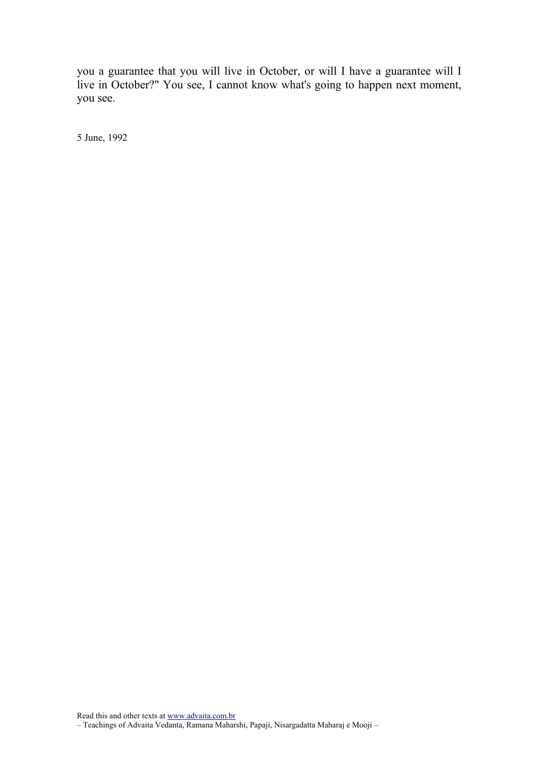you a guarantee that you will live in October, or will I have a guarantee will I live in October?" You see, I cannot know what's going to happen next moment, you see.

5 June, 1992